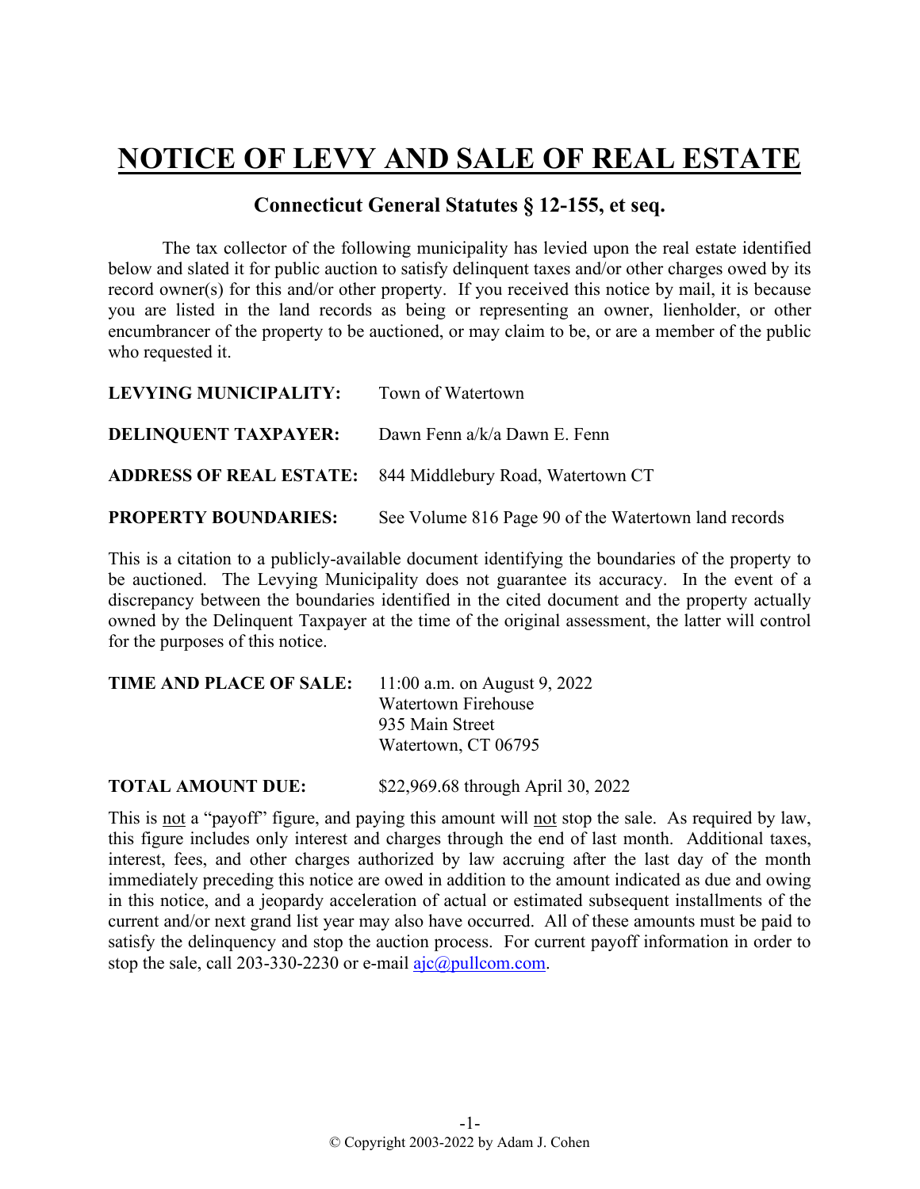# NOTICE OF LEVY AND SALE OF REAL ESTATE

## Connecticut General Statutes § 12-155, et seq.

The tax collector of the following municipality has levied upon the real estate identified below and slated it for public auction to satisfy delinquent taxes and/or other charges owed by its record owner(s) for this and/or other property. If you received this notice by mail, it is because you are listed in the land records as being or representing an owner, lienholder, or other encumbrancer of the property to be auctioned, or may claim to be, or are a member of the public who requested it.

**LEVYING MUNICIPALITY:** Town of Watertown

**DELINQUENT TAXPAYER:** Dawn Fenn a/k/a Dawn E. Fenn

**ADDRESS OF REAL ESTATE:** 844 Middlebury Road, Watertown CT

**PROPERTY BOUNDARIES:** See Volume 816 Page 90 of the Watertown land records

This is a citation to a publicly-available document identifying the boundaries of the property to be auctioned. The Levying Municipality does not guarantee its accuracy. In the event of a discrepancy between the boundaries identified in the cited document and the property actually owned by the Delinquent Taxpayer at the time of the original assessment, the latter will control for the purposes of this notice.

**TIME AND PLACE OF SALE:** 11:00 a.m. on August 9, 2022
Watertown Firehouse
935 Main Street
Watertown, CT 06795

**TOTAL AMOUNT DUE:** $22,969.68 through April 30, 2022

This is not a "payoff" figure, and paying this amount will not stop the sale. As required by law, this figure includes only interest and charges through the end of last month. Additional taxes, interest, fees, and other charges authorized by law accruing after the last day of the month immediately preceding this notice are owed in addition to the amount indicated as due and owing in this notice, and a jeopardy acceleration of actual or estimated subsequent installments of the current and/or next grand list year may also have occurred. All of these amounts must be paid to satisfy the delinquency and stop the auction process. For current payoff information in order to stop the sale, call 203-330-2230 or e-mail ajc@pullcom.com.

© Copyright 2003-2022 by Adam J. Cohen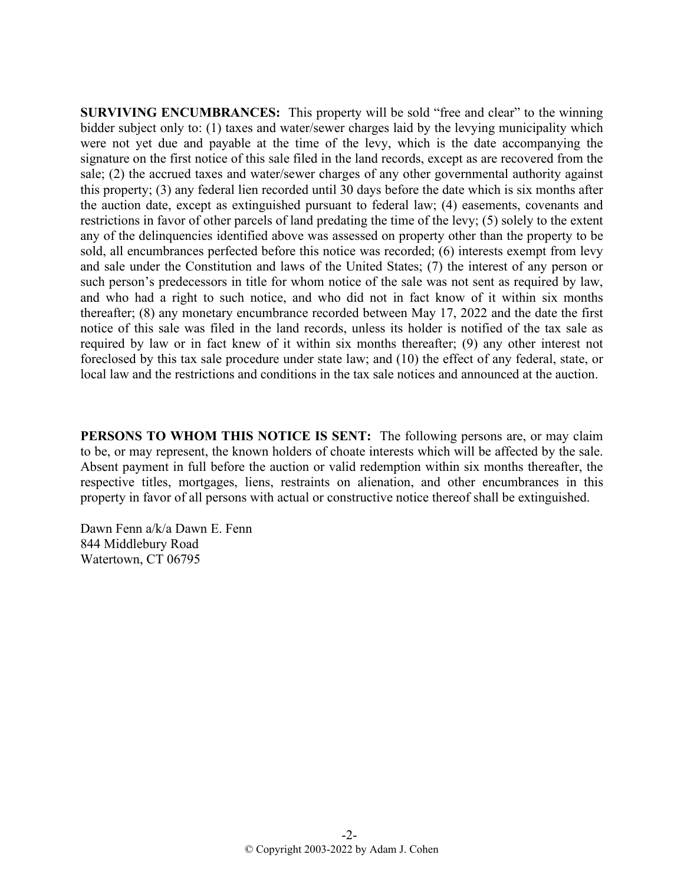**SURVIVING ENCUMBRANCES:** This property will be sold "free and clear" to the winning bidder subject only to: (1) taxes and water/sewer charges laid by the levying municipality which were not yet due and payable at the time of the levy, which is the date accompanying the signature on the first notice of this sale filed in the land records, except as are recovered from the sale; (2) the accrued taxes and water/sewer charges of any other governmental authority against this property; (3) any federal lien recorded until 30 days before the date which is six months after the auction date, except as extinguished pursuant to federal law; (4) easements, covenants and restrictions in favor of other parcels of land predating the time of the levy; (5) solely to the extent any of the delinquencies identified above was assessed on property other than the property to be sold, all encumbrances perfected before this notice was recorded; (6) interests exempt from levy and sale under the Constitution and laws of the United States; (7) the interest of any person or such person's predecessors in title for whom notice of the sale was not sent as required by law, and who had a right to such notice, and who did not in fact know of it within six months thereafter; (8) any monetary encumbrance recorded between May 17, 2022 and the date the first notice of this sale was filed in the land records, unless its holder is notified of the tax sale as required by law or in fact knew of it within six months thereafter; (9) any other interest not foreclosed by this tax sale procedure under state law; and (10) the effect of any federal, state, or local law and the restrictions and conditions in the tax sale notices and announced at the auction.

**PERSONS TO WHOM THIS NOTICE IS SENT:** The following persons are, or may claim to be, or may represent, the known holders of choate interests which will be affected by the sale. Absent payment in full before the auction or valid redemption within six months thereafter, the respective titles, mortgages, liens, restraints on alienation, and other encumbrances in this property in favor of all persons with actual or constructive notice thereof shall be extinguished.

Dawn Fenn a/k/a Dawn E. Fenn
844 Middlebury Road
Watertown, CT 06795

© Copyright 2003-2022 by Adam J. Cohen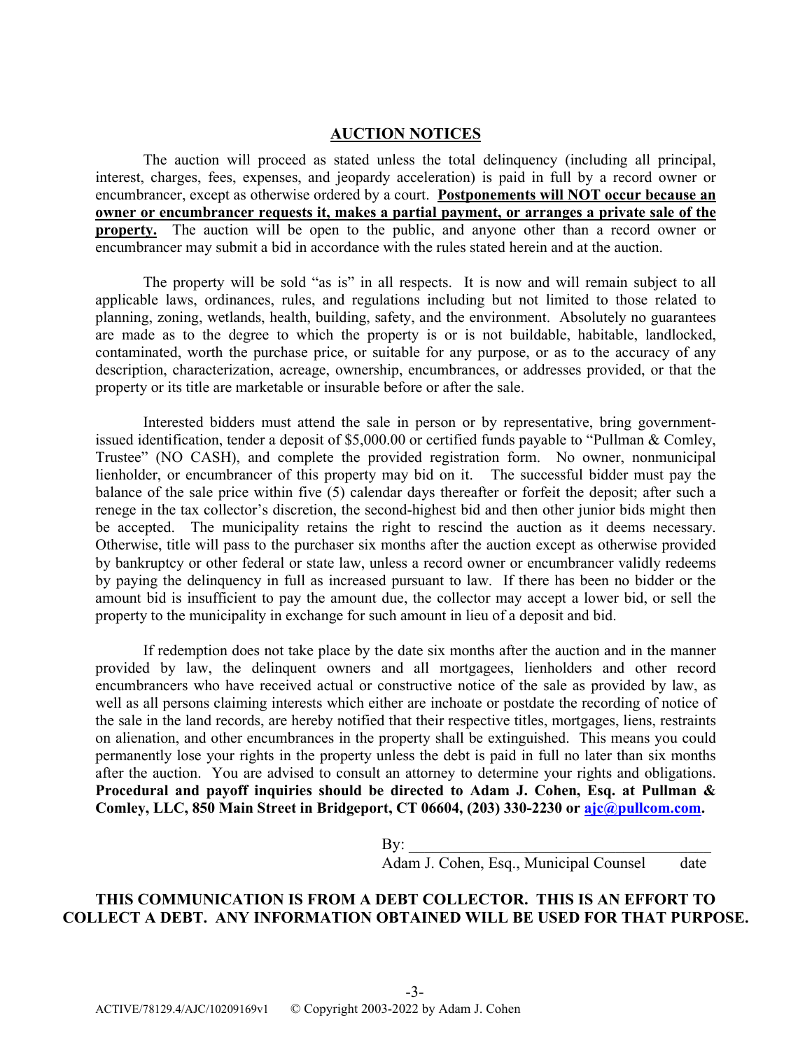## AUCTION NOTICES

The auction will proceed as stated unless the total delinquency (including all principal, interest, charges, fees, expenses, and jeopardy acceleration) is paid in full by a record owner or encumbrancer, except as otherwise ordered by a court. **Postponements will NOT occur because an owner or encumbrancer requests it, makes a partial payment, or arranges a private sale of the property.** The auction will be open to the public, and anyone other than a record owner or encumbrancer may submit a bid in accordance with the rules stated herein and at the auction.

The property will be sold "as is" in all respects. It is now and will remain subject to all applicable laws, ordinances, rules, and regulations including but not limited to those related to planning, zoning, wetlands, health, building, safety, and the environment. Absolutely no guarantees are made as to the degree to which the property is or is not buildable, habitable, landlocked, contaminated, worth the purchase price, or suitable for any purpose, or as to the accuracy of any description, characterization, acreage, ownership, encumbrances, or addresses provided, or that the property or its title are marketable or insurable before or after the sale.

Interested bidders must attend the sale in person or by representative, bring government-issued identification, tender a deposit of $5,000.00 or certified funds payable to "Pullman & Comley, Trustee" (NO CASH), and complete the provided registration form. No owner, nonmunicipal lienholder, or encumbrancer of this property may bid on it. The successful bidder must pay the balance of the sale price within five (5) calendar days thereafter or forfeit the deposit; after such a renege in the tax collector's discretion, the second-highest bid and then other junior bids might then be accepted. The municipality retains the right to rescind the auction as it deems necessary. Otherwise, title will pass to the purchaser six months after the auction except as otherwise provided by bankruptcy or other federal or state law, unless a record owner or encumbrancer validly redeems by paying the delinquency in full as increased pursuant to law. If there has been no bidder or the amount bid is insufficient to pay the amount due, the collector may accept a lower bid, or sell the property to the municipality in exchange for such amount in lieu of a deposit and bid.

If redemption does not take place by the date six months after the auction and in the manner provided by law, the delinquent owners and all mortgagees, lienholders and other record encumbrancers who have received actual or constructive notice of the sale as provided by law, as well as all persons claiming interests which either are inchoate or postdate the recording of notice of the sale in the land records, are hereby notified that their respective titles, mortgages, liens, restraints on alienation, and other encumbrances in the property shall be extinguished. This means you could permanently lose your rights in the property unless the debt is paid in full no later than six months after the auction. You are advised to consult an attorney to determine your rights and obligations. **Procedural and payoff inquiries should be directed to Adam J. Cohen, Esq. at Pullman & Comley, LLC, 850 Main Street in Bridgeport, CT 06604, (203) 330-2230 or ajc@pullcom.com.**

By: ____________________________________

Adam J. Cohen, Esq., Municipal Counsel date

**THIS COMMUNICATION IS FROM A DEBT COLLECTOR. THIS IS AN EFFORT TO COLLECT A DEBT. ANY INFORMATION OBTAINED WILL BE USED FOR THAT PURPOSE.**

ACTIVE/78129.4/AJC/10209169v1 © Copyright 2003-2022 by Adam J. Cohen